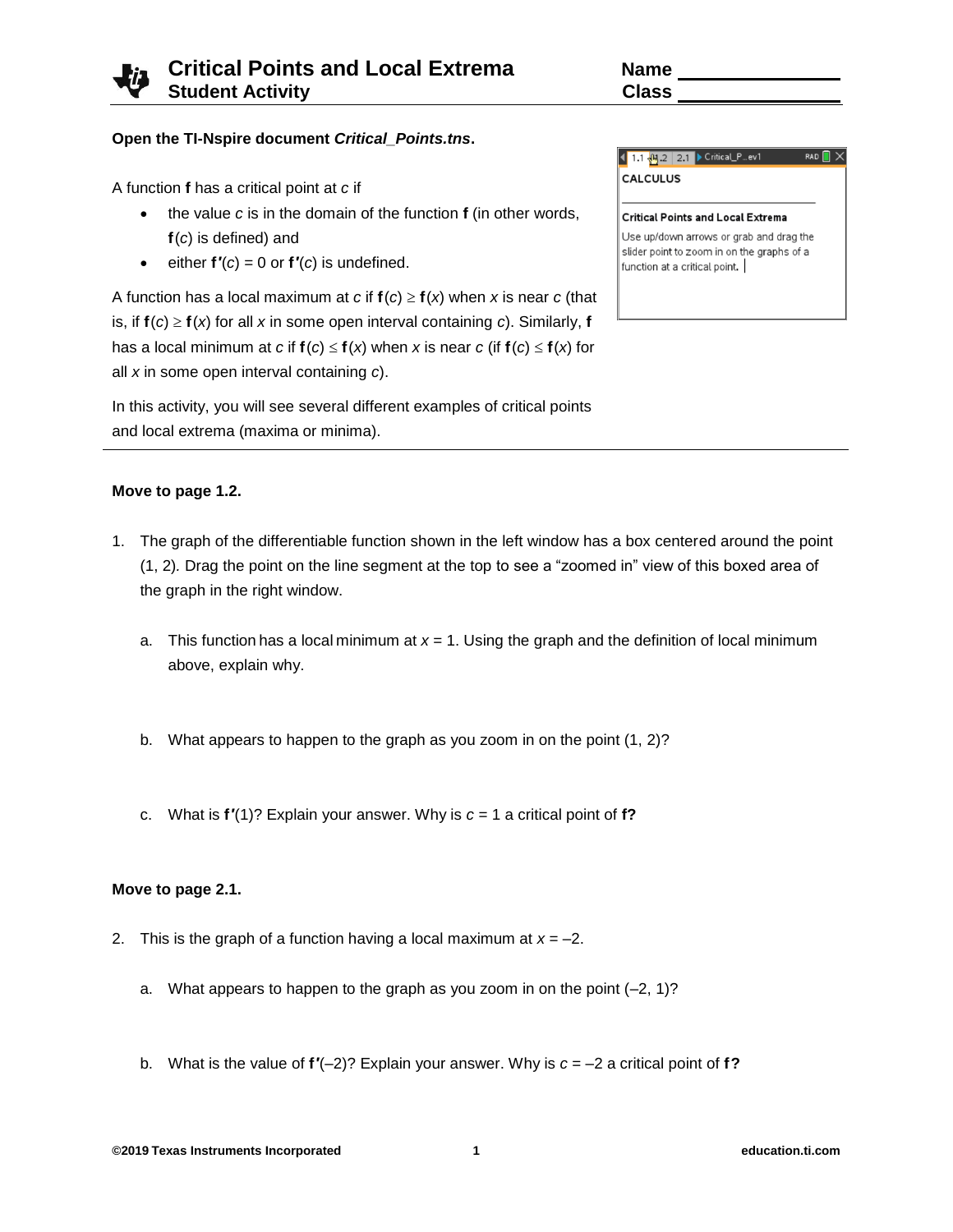# Critical Points and Local Extrema
## Student Activity

Name ______________
Class ______________

**Open the TI-Nspire document *Critical_Points.tns*.**

A function **f** has a critical point at $c$ if

- the value $c$ is in the domain of the function **f** (in other words, $\mathbf{f}(c)$ is defined) and
- either $\mathbf{f}'(c) = 0$ or $\mathbf{f}'(c)$ is undefined.

A function has a local maximum at $c$ if $\mathbf{f}(c) \geq \mathbf{f}(x)$ when $x$ is near $c$ (that is, if $\mathbf{f}(c) \geq \mathbf{f}(x)$ for all $x$ in some open interval containing $c$). Similarly, **f** has a local minimum at $c$ if $\mathbf{f}(c) \leq \mathbf{f}(x)$ when $x$ is near $c$ (if $\mathbf{f}(c) \leq \mathbf{f}(x)$ for all $x$ in some open interval containing $c$).

In this activity, you will see several different examples of critical points and local extrema (maxima or minima).

1.1 1.2 2.1 Critical_P...ev1 RAD

CALCULUS

Critical Points and Local Extrema

Use up/down arrows or grab and drag the slider point to zoom in on the graphs of a function at a critical point.

---

**Move to page 1.2.**

1. The graph of the differentiable function shown in the left window has a box centered around the point (1, 2). Drag the point on the line segment at the top to see a "zoomed in" view of this boxed area of the graph in the right window.

   a. This function has a local minimum at $x = 1$. Using the graph and the definition of local minimum above, explain why.

   b. What appears to happen to the graph as you zoom in on the point (1, 2)?

   c. What is $\mathbf{f}'(1)$? Explain your answer. Why is $c = 1$ a critical point of **f?**

**Move to page 2.1.**

2. This is the graph of a function having a local maximum at $x = -2$.

   a. What appears to happen to the graph as you zoom in on the point $(-2, 1)$?

   b. What is the value of $\mathbf{f}'(-2)$? Explain your answer. Why is $c = -2$ a critical point of **f?**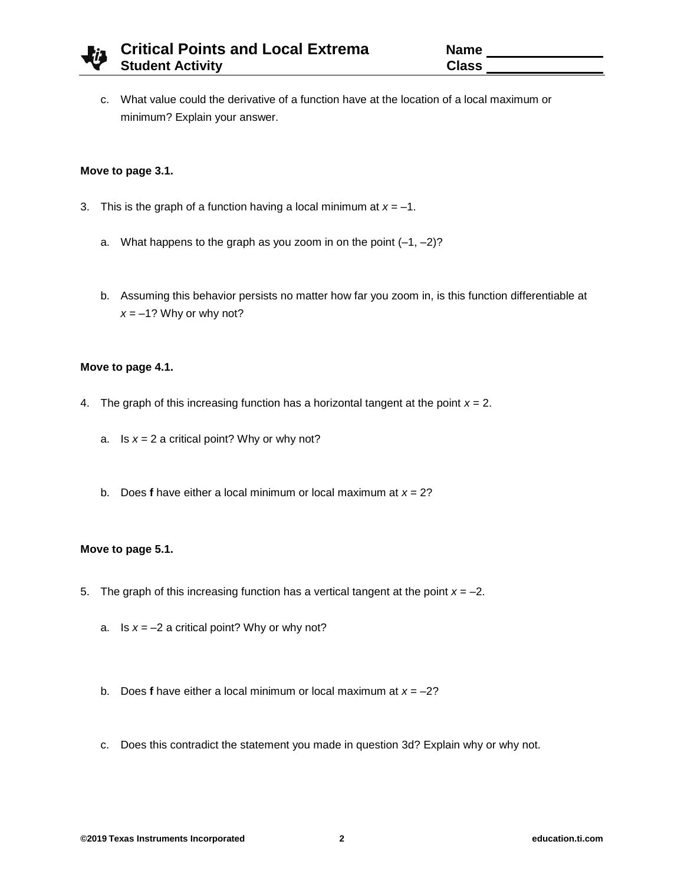c. What value could the derivative of a function have at the location of a local maximum or minimum? Explain your answer.

**Move to page 3.1.**

3. This is the graph of a function having a local minimum at $x = -1$.

   a. What happens to the graph as you zoom in on the point $(-1, -2)$?

   b. Assuming this behavior persists no matter how far you zoom in, is this function differentiable at $x = -1$? Why or why not?

**Move to page 4.1.**

4. The graph of this increasing function has a horizontal tangent at the point $x = 2$.

   a. Is $x = 2$ a critical point? Why or why not?

   b. Does **f** have either a local minimum or local maximum at $x = 2$?

**Move to page 5.1.**

5. The graph of this increasing function has a vertical tangent at the point $x = -2$.

   a. Is $x = -2$ a critical point? Why or why not?

   b. Does **f** have either a local minimum or local maximum at $x = -2$?

   c. Does this contradict the statement you made in question 3d? Explain why or why not.